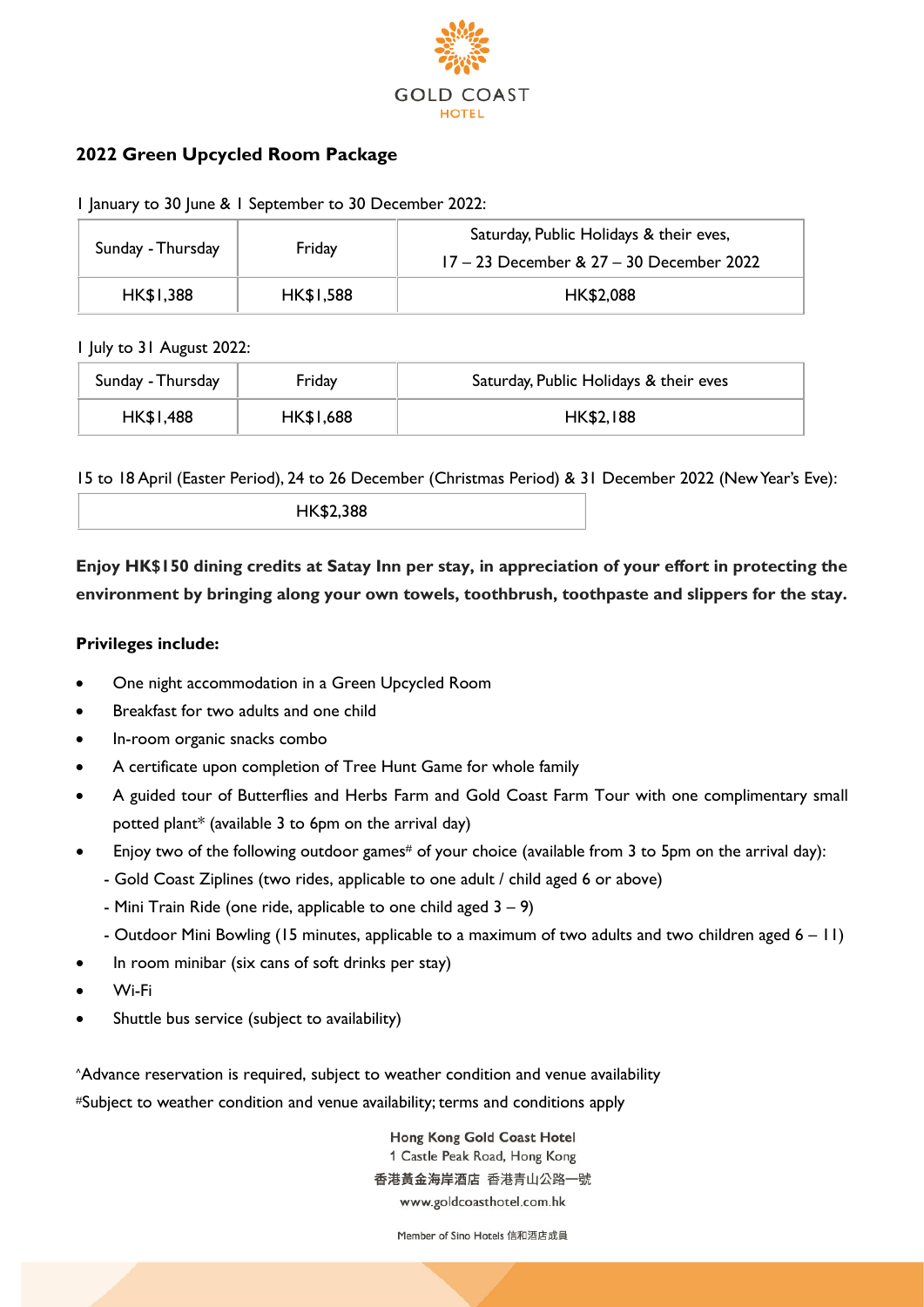GOLD COAST
HOTEL

## 2022 Green Upcycled Room Package

1 January to 30 June & 1 September to 30 December 2022:

| Sunday - Thursday | Friday | Saturday, Public Holidays & their eves, 17 – 23 December & 27 – 30 December 2022 |
|---|---|---|
| HK$1,388 | HK$1,588 | HK$2,088 |

1 July to 31 August 2022:

| Sunday - Thursday | Friday | Saturday, Public Holidays & their eves |
|---|---|---|
| HK$1,488 | HK$1,688 | HK$2,188 |

15 to 18 April (Easter Period), 24 to 26 December (Christmas Period) & 31 December 2022 (New Year's Eve):

| HK$2,388 |
|---|

**Enjoy HK$150 dining credits at Satay Inn per stay, in appreciation of your effort in protecting the environment by bringing along your own towels, toothbrush, toothpaste and slippers for the stay.**

**Privileges include:**

- One night accommodation in a Green Upcycled Room
- Breakfast for two adults and one child
- In-room organic snacks combo
- A certificate upon completion of Tree Hunt Game for whole family
- A guided tour of Butterflies and Herbs Farm and Gold Coast Farm Tour with one complimentary small potted plant* (available 3 to 6pm on the arrival day)
- Enjoy two of the following outdoor games# of your choice (available from 3 to 5pm on the arrival day):
  - Gold Coast Ziplines (two rides, applicable to one adult / child aged 6 or above)
  - Mini Train Ride (one ride, applicable to one child aged 3 – 9)
  - Outdoor Mini Bowling (15 minutes, applicable to a maximum of two adults and two children aged 6 – 11)
- In room minibar (six cans of soft drinks per stay)
- Wi-Fi
- Shuttle bus service (subject to availability)

^Advance reservation is required, subject to weather condition and venue availability
#Subject to weather condition and venue availability; terms and conditions apply

Hong Kong Gold Coast Hotel
1 Castle Peak Road, Hong Kong
香港黃金海岸酒店 香港青山公路一號
www.goldcoasthotel.com.hk

Member of Sino Hotels 信和酒店成員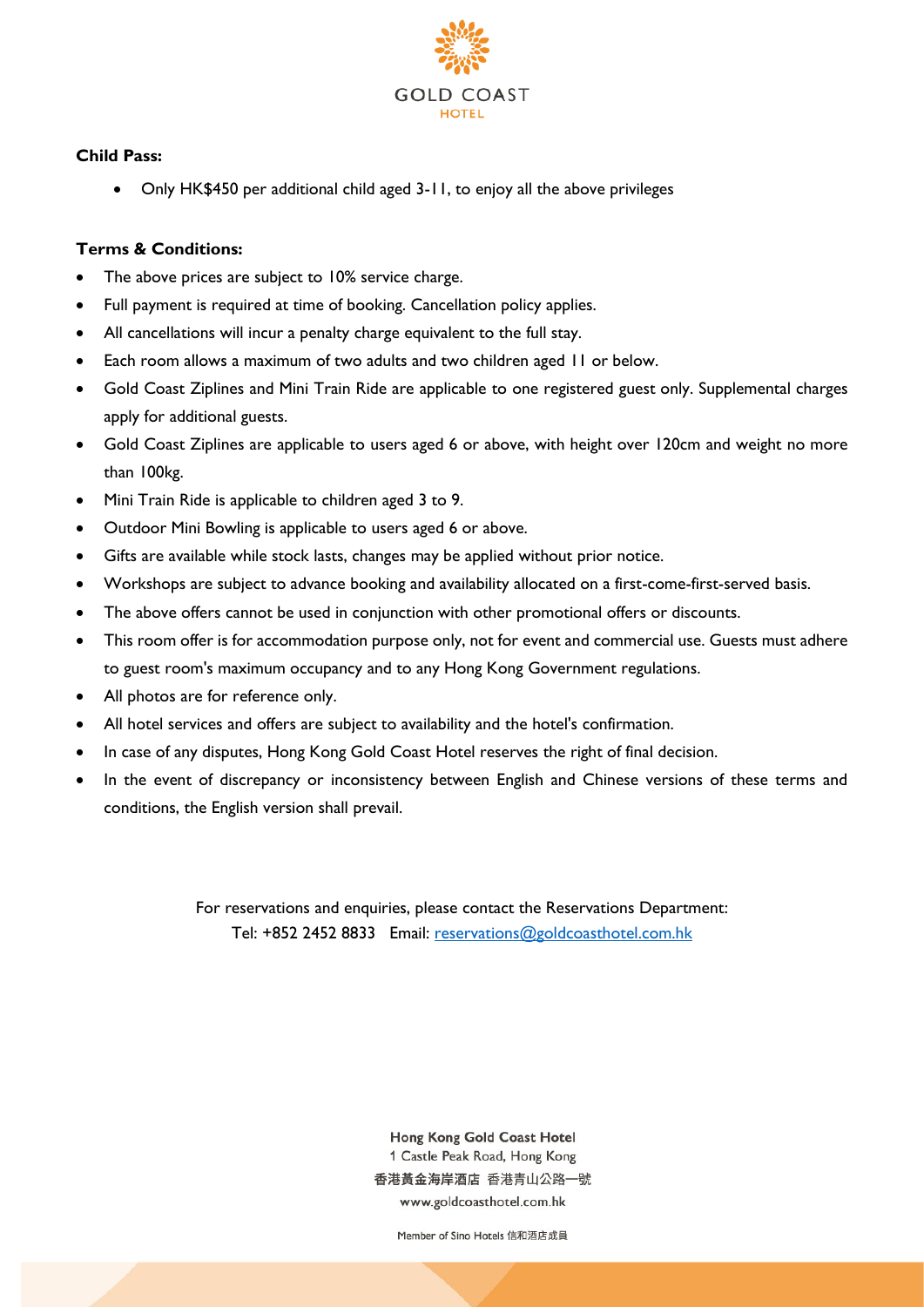**Child Pass:**

- Only HK$450 per additional child aged 3-11, to enjoy all the above privileges

**Terms & Conditions:**

- The above prices are subject to 10% service charge.
- Full payment is required at time of booking. Cancellation policy applies.
- All cancellations will incur a penalty charge equivalent to the full stay.
- Each room allows a maximum of two adults and two children aged 11 or below.
- Gold Coast Ziplines and Mini Train Ride are applicable to one registered guest only. Supplemental charges apply for additional guests.
- Gold Coast Ziplines are applicable to users aged 6 or above, with height over 120cm and weight no more than 100kg.
- Mini Train Ride is applicable to children aged 3 to 9.
- Outdoor Mini Bowling is applicable to users aged 6 or above.
- Gifts are available while stock lasts, changes may be applied without prior notice.
- Workshops are subject to advance booking and availability allocated on a first-come-first-served basis.
- The above offers cannot be used in conjunction with other promotional offers or discounts.
- This room offer is for accommodation purpose only, not for event and commercial use. Guests must adhere to guest room's maximum occupancy and to any Hong Kong Government regulations.
- All photos are for reference only.
- All hotel services and offers are subject to availability and the hotel's confirmation.
- In case of any disputes, Hong Kong Gold Coast Hotel reserves the right of final decision.
- In the event of discrepancy or inconsistency between English and Chinese versions of these terms and conditions, the English version shall prevail.

For reservations and enquiries, please contact the Reservations Department:
Tel: +852 2452 8833 Email: reservations@goldcoasthotel.com.hk

Hong Kong Gold Coast Hotel
1 Castle Peak Road, Hong Kong
香港黃金海岸酒店 香港青山公路一號
www.goldcoasthotel.com.hk

Member of Sino Hotels 信和酒店成員